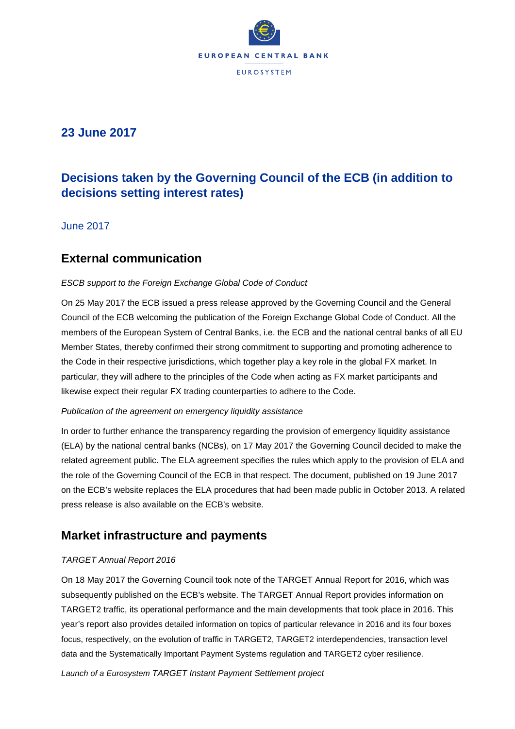EUROPEAN CENTRAL BANK

EUROSYSTEM

## 23 June 2017

# Decisions taken by the Governing Council of the ECB (in addition to decisions setting interest rates)

June 2017

## External communication

*ESCB support to the Foreign Exchange Global Code of Conduct*

On 25 May 2017 the ECB issued a press release approved by the Governing Council and the General Council of the ECB welcoming the publication of the Foreign Exchange Global Code of Conduct. All the members of the European System of Central Banks, i.e. the ECB and the national central banks of all EU Member States, thereby confirmed their strong commitment to supporting and promoting adherence to the Code in their respective jurisdictions, which together play a key role in the global FX market. In particular, they will adhere to the principles of the Code when acting as FX market participants and likewise expect their regular FX trading counterparties to adhere to the Code.

*Publication of the agreement on emergency liquidity assistance*

In order to further enhance the transparency regarding the provision of emergency liquidity assistance (ELA) by the national central banks (NCBs), on 17 May 2017 the Governing Council decided to make the related agreement public. The ELA agreement specifies the rules which apply to the provision of ELA and the role of the Governing Council of the ECB in that respect. The document, published on 19 June 2017 on the ECB's website replaces the ELA procedures that had been made public in October 2013. A related press release is also available on the ECB's website.

## Market infrastructure and payments

*TARGET Annual Report 2016*

On 18 May 2017 the Governing Council took note of the TARGET Annual Report for 2016, which was subsequently published on the ECB's website. The TARGET Annual Report provides information on TARGET2 traffic, its operational performance and the main developments that took place in 2016. This year's report also provides detailed information on topics of particular relevance in 2016 and its four boxes focus, respectively, on the evolution of traffic in TARGET2, TARGET2 interdependencies, transaction level data and the Systematically Important Payment Systems regulation and TARGET2 cyber resilience.

*Launch of a Eurosystem TARGET Instant Payment Settlement project*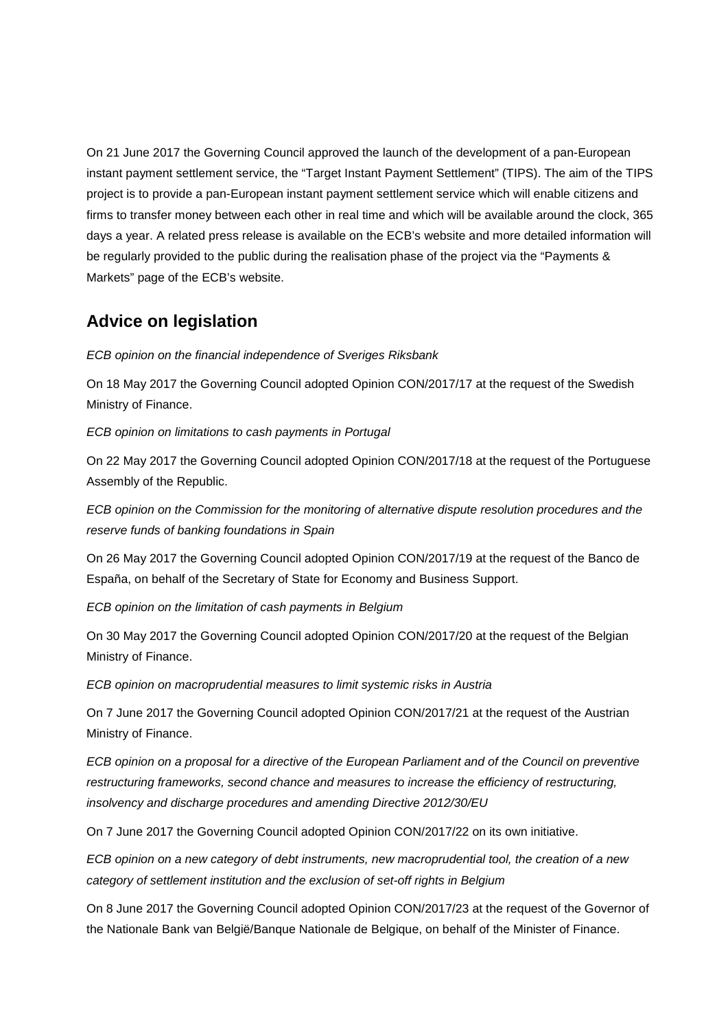On 21 June 2017 the Governing Council approved the launch of the development of a pan-European instant payment settlement service, the "Target Instant Payment Settlement" (TIPS). The aim of the TIPS project is to provide a pan-European instant payment settlement service which will enable citizens and firms to transfer money between each other in real time and which will be available around the clock, 365 days a year. A related press release is available on the ECB's website and more detailed information will be regularly provided to the public during the realisation phase of the project via the "Payments & Markets" page of the ECB's website.

## Advice on legislation

*ECB opinion on the financial independence of Sveriges Riksbank*

On 18 May 2017 the Governing Council adopted Opinion CON/2017/17 at the request of the Swedish Ministry of Finance.

*ECB opinion on limitations to cash payments in Portugal*

On 22 May 2017 the Governing Council adopted Opinion CON/2017/18 at the request of the Portuguese Assembly of the Republic.

*ECB opinion on the Commission for the monitoring of alternative dispute resolution procedures and the reserve funds of banking foundations in Spain*

On 26 May 2017 the Governing Council adopted Opinion CON/2017/19 at the request of the Banco de España, on behalf of the Secretary of State for Economy and Business Support.

*ECB opinion on the limitation of cash payments in Belgium*

On 30 May 2017 the Governing Council adopted Opinion CON/2017/20 at the request of the Belgian Ministry of Finance.

*ECB opinion on macroprudential measures to limit systemic risks in Austria*

On 7 June 2017 the Governing Council adopted Opinion CON/2017/21 at the request of the Austrian Ministry of Finance.

*ECB opinion on a proposal for a directive of the European Parliament and of the Council on preventive restructuring frameworks, second chance and measures to increase the efficiency of restructuring, insolvency and discharge procedures and amending Directive 2012/30/EU*

On 7 June 2017 the Governing Council adopted Opinion CON/2017/22 on its own initiative.

*ECB opinion on a new category of debt instruments, new macroprudential tool, the creation of a new category of settlement institution and the exclusion of set-off rights in Belgium*

On 8 June 2017 the Governing Council adopted Opinion CON/2017/23 at the request of the Governor of the Nationale Bank van België/Banque Nationale de Belgique, on behalf of the Minister of Finance.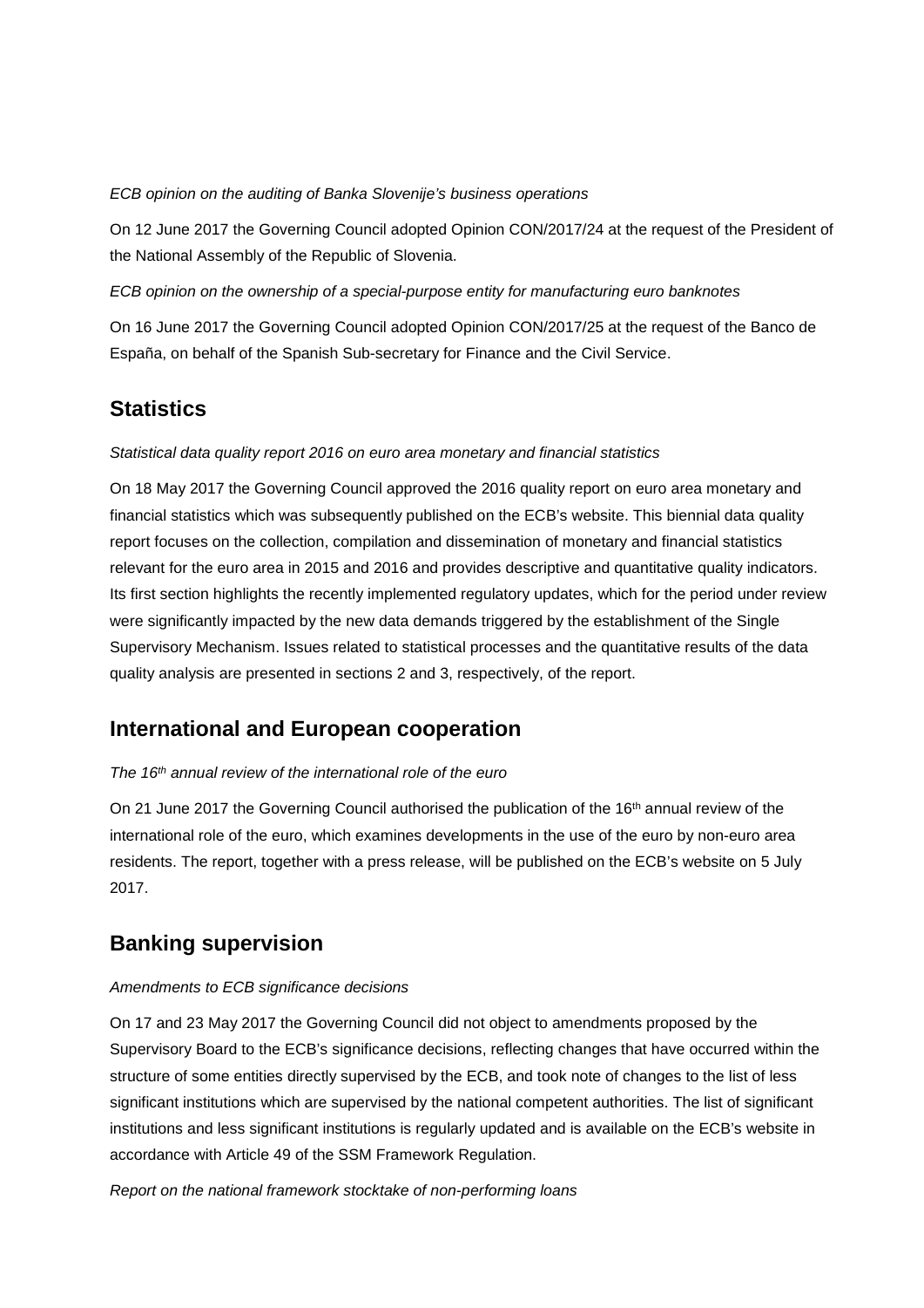*ECB opinion on the auditing of Banka Slovenije's business operations*

On 12 June 2017 the Governing Council adopted Opinion CON/2017/24 at the request of the President of the National Assembly of the Republic of Slovenia.

*ECB opinion on the ownership of a special-purpose entity for manufacturing euro banknotes*

On 16 June 2017 the Governing Council adopted Opinion CON/2017/25 at the request of the Banco de España, on behalf of the Spanish Sub-secretary for Finance and the Civil Service.

## Statistics

*Statistical data quality report 2016 on euro area monetary and financial statistics*

On 18 May 2017 the Governing Council approved the 2016 quality report on euro area monetary and financial statistics which was subsequently published on the ECB's website. This biennial data quality report focuses on the collection, compilation and dissemination of monetary and financial statistics relevant for the euro area in 2015 and 2016 and provides descriptive and quantitative quality indicators. Its first section highlights the recently implemented regulatory updates, which for the period under review were significantly impacted by the new data demands triggered by the establishment of the Single Supervisory Mechanism. Issues related to statistical processes and the quantitative results of the data quality analysis are presented in sections 2 and 3, respectively, of the report.

## International and European cooperation

*The 16th annual review of the international role of the euro*

On 21 June 2017 the Governing Council authorised the publication of the 16th annual review of the international role of the euro, which examines developments in the use of the euro by non-euro area residents. The report, together with a press release, will be published on the ECB's website on 5 July 2017.

## Banking supervision

*Amendments to ECB significance decisions*

On 17 and 23 May 2017 the Governing Council did not object to amendments proposed by the Supervisory Board to the ECB's significance decisions, reflecting changes that have occurred within the structure of some entities directly supervised by the ECB, and took note of changes to the list of less significant institutions which are supervised by the national competent authorities. The list of significant institutions and less significant institutions is regularly updated and is available on the ECB's website in accordance with Article 49 of the SSM Framework Regulation.

*Report on the national framework stocktake of non-performing loans*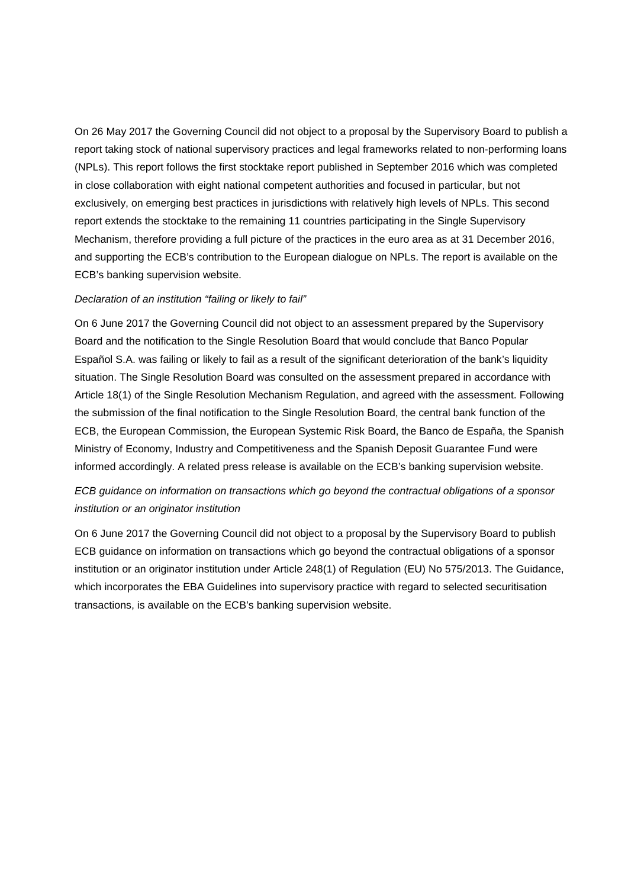On 26 May 2017 the Governing Council did not object to a proposal by the Supervisory Board to publish a report taking stock of national supervisory practices and legal frameworks related to non-performing loans (NPLs). This report follows the first stocktake report published in September 2016 which was completed in close collaboration with eight national competent authorities and focused in particular, but not exclusively, on emerging best practices in jurisdictions with relatively high levels of NPLs. This second report extends the stocktake to the remaining 11 countries participating in the Single Supervisory Mechanism, therefore providing a full picture of the practices in the euro area as at 31 December 2016, and supporting the ECB's contribution to the European dialogue on NPLs. The report is available on the ECB's banking supervision website.

*Declaration of an institution "failing or likely to fail"*

On 6 June 2017 the Governing Council did not object to an assessment prepared by the Supervisory Board and the notification to the Single Resolution Board that would conclude that Banco Popular Español S.A. was failing or likely to fail as a result of the significant deterioration of the bank's liquidity situation. The Single Resolution Board was consulted on the assessment prepared in accordance with Article 18(1) of the Single Resolution Mechanism Regulation, and agreed with the assessment. Following the submission of the final notification to the Single Resolution Board, the central bank function of the ECB, the European Commission, the European Systemic Risk Board, the Banco de España, the Spanish Ministry of Economy, Industry and Competitiveness and the Spanish Deposit Guarantee Fund were informed accordingly. A related press release is available on the ECB's banking supervision website.

*ECB guidance on information on transactions which go beyond the contractual obligations of a sponsor institution or an originator institution*

On 6 June 2017 the Governing Council did not object to a proposal by the Supervisory Board to publish ECB guidance on information on transactions which go beyond the contractual obligations of a sponsor institution or an originator institution under Article 248(1) of Regulation (EU) No 575/2013. The Guidance, which incorporates the EBA Guidelines into supervisory practice with regard to selected securitisation transactions, is available on the ECB's banking supervision website.